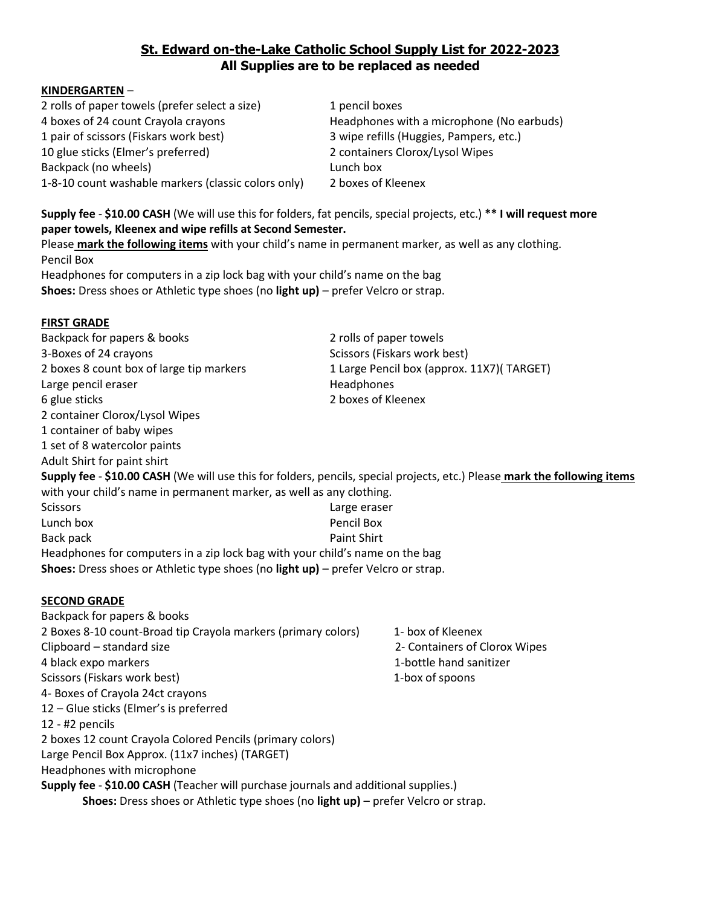# St. Edward on-the-Lake Catholic School Supply List for 2022-2023

## All Supplies are to be replaced as needed

**KINDERGARTEN** –

- 2 rolls of paper towels (prefer select a size)
- 4 boxes of 24 count Crayola crayons
- 1 pair of scissors (Fiskars work best)
- 10 glue sticks (Elmer's preferred)
- Backpack (no wheels)
- 1-8-10 count washable markers (classic colors only)
- 1 pencil boxes
- Headphones with a microphone (No earbuds)
- 3 wipe refills (Huggies, Pampers, etc.)
- 2 containers Clorox/Lysol Wipes
- Lunch box
- 2 boxes of Kleenex

**Supply fee** - **$10.00 CASH** (We will use this for folders, fat pencils, special projects, etc.) **** I will request more paper towels, Kleenex and wipe refills at Second Semester.**

Please **mark the following items** with your child's name in permanent marker, as well as any clothing.

Pencil Box

Headphones for computers in a zip lock bag with your child's name on the bag

**Shoes:** Dress shoes or Athletic type shoes (no **light up)** – prefer Velcro or strap.

**FIRST GRADE**

- Backpack for papers & books
- 3-Boxes of 24 crayons
- 2 boxes 8 count box of large tip markers
- Large pencil eraser
- 6 glue sticks
- 2 container Clorox/Lysol Wipes
- 1 container of baby wipes
- 1 set of 8 watercolor paints
- Adult Shirt for paint shirt
- 2 rolls of paper towels
- Scissors (Fiskars work best)
- 1 Large Pencil box (approx. 11X7)( TARGET)
- Headphones
- 2 boxes of Kleenex

**Supply fee** - **$10.00 CASH** (We will use this for folders, pencils, special projects, etc.) Please **mark the following items** with your child's name in permanent marker, as well as any clothing.

- Scissors
- Lunch box
- Back pack
- Large eraser
- Pencil Box
- Paint Shirt

Headphones for computers in a zip lock bag with your child's name on the bag

**Shoes:** Dress shoes or Athletic type shoes (no **light up)** – prefer Velcro or strap.

**SECOND GRADE**

- Backpack for papers & books
- 2 Boxes 8-10 count-Broad tip Crayola markers (primary colors)
- Clipboard – standard size
- 4 black expo markers
- Scissors (Fiskars work best)
- 4- Boxes of Crayola 24ct crayons
- 12 – Glue sticks (Elmer's is preferred
- 12 - #2 pencils
- 2 boxes 12 count Crayola Colored Pencils (primary colors)
- Large Pencil Box Approx. (11x7 inches) (TARGET)
- Headphones with microphone
- 1- box of Kleenex
- 2- Containers of Clorox Wipes
- 1-bottle hand sanitizer
- 1-box of spoons

**Supply fee** - **$10.00 CASH** (Teacher will purchase journals and additional supplies.)

**Shoes:** Dress shoes or Athletic type shoes (no **light up)** – prefer Velcro or strap.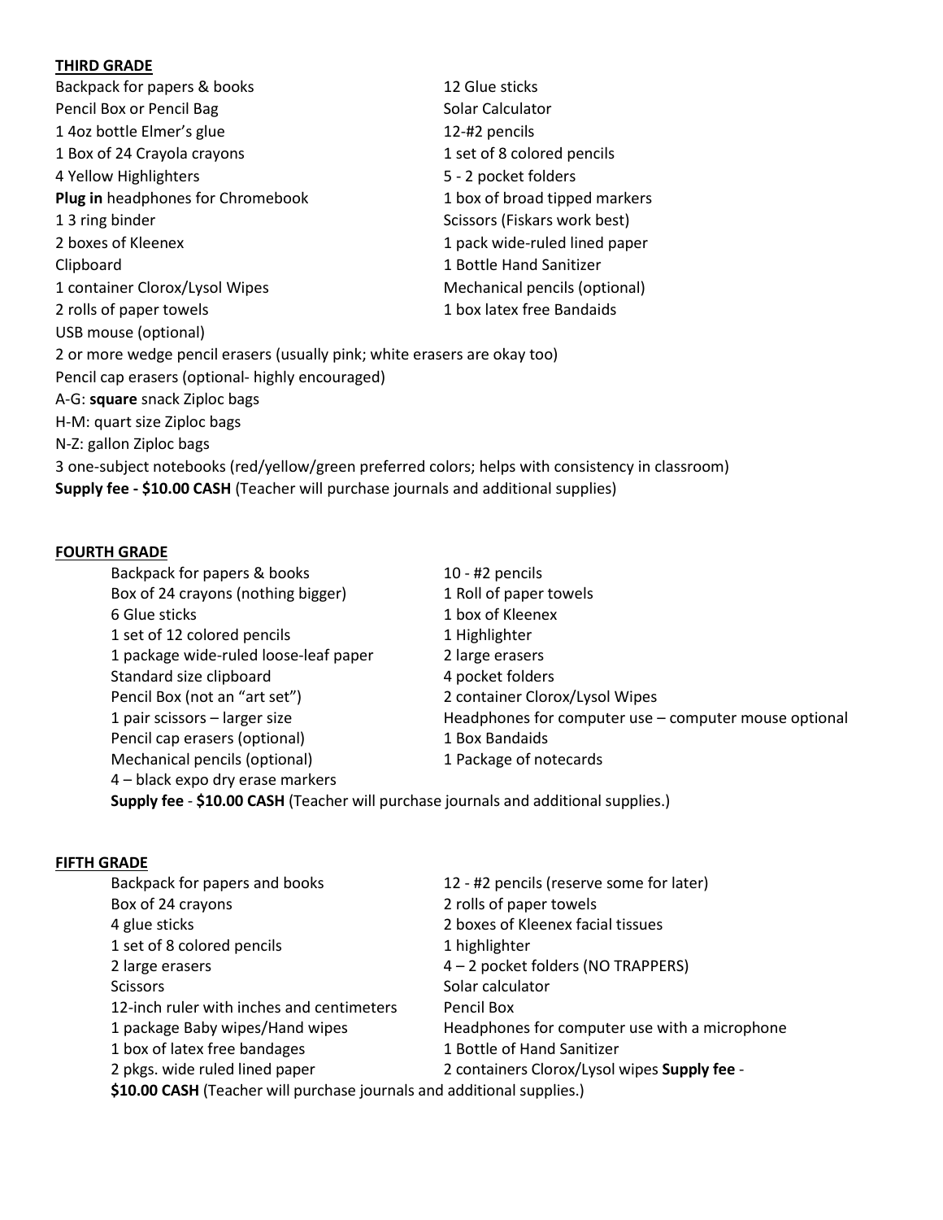**THIRD GRADE**

Backpack for papers & books
Pencil Box or Pencil Bag
1 4oz bottle Elmer's glue
1 Box of 24 Crayola crayons
4 Yellow Highlighters
**Plug in** headphones for Chromebook
1 3 ring binder
2 boxes of Kleenex
Clipboard
1 container Clorox/Lysol Wipes
2 rolls of paper towels
USB mouse (optional)
12 Glue sticks
Solar Calculator
12-#2 pencils
1 set of 8 colored pencils
5 - 2 pocket folders
1 box of broad tipped markers
Scissors (Fiskars work best)
1 pack wide-ruled lined paper
1 Bottle Hand Sanitizer
Mechanical pencils (optional)
1 box latex free Bandaids
2 or more wedge pencil erasers (usually pink; white erasers are okay too)
Pencil cap erasers (optional- highly encouraged)
A-G: **square** snack Ziploc bags
H-M: quart size Ziploc bags
N-Z: gallon Ziploc bags
3 one-subject notebooks (red/yellow/green preferred colors; helps with consistency in classroom)
**Supply fee - $10.00 CASH** (Teacher will purchase journals and additional supplies)

**FOURTH GRADE**

Backpack for papers & books
Box of 24 crayons (nothing bigger)
6 Glue sticks
1 set of 12 colored pencils
1 package wide-ruled loose-leaf paper
Standard size clipboard
Pencil Box (not an "art set")
1 pair scissors – larger size
Pencil cap erasers (optional)
Mechanical pencils (optional)
4 – black expo dry erase markers
10 - #2 pencils
1 Roll of paper towels
1 box of Kleenex
1 Highlighter
2 large erasers
4 pocket folders
2 container Clorox/Lysol Wipes
Headphones for computer use – computer mouse optional
1 Box Bandaids
1 Package of notecards
**Supply fee** - **$10.00 CASH** (Teacher will purchase journals and additional supplies.)

**FIFTH GRADE**

Backpack for papers and books
Box of 24 crayons
4 glue sticks
1 set of 8 colored pencils
2 large erasers
Scissors
12-inch ruler with inches and centimeters
1 package Baby wipes/Hand wipes
1 box of latex free bandages
2 pkgs. wide ruled lined paper
12 - #2 pencils (reserve some for later)
2 rolls of paper towels
2 boxes of Kleenex facial tissues
1 highlighter
4 – 2 pocket folders (NO TRAPPERS)
Solar calculator
Pencil Box
Headphones for computer use with a microphone
1 Bottle of Hand Sanitizer
2 containers Clorox/Lysol wipes **Supply fee** - **$10.00 CASH** (Teacher will purchase journals and additional supplies.)